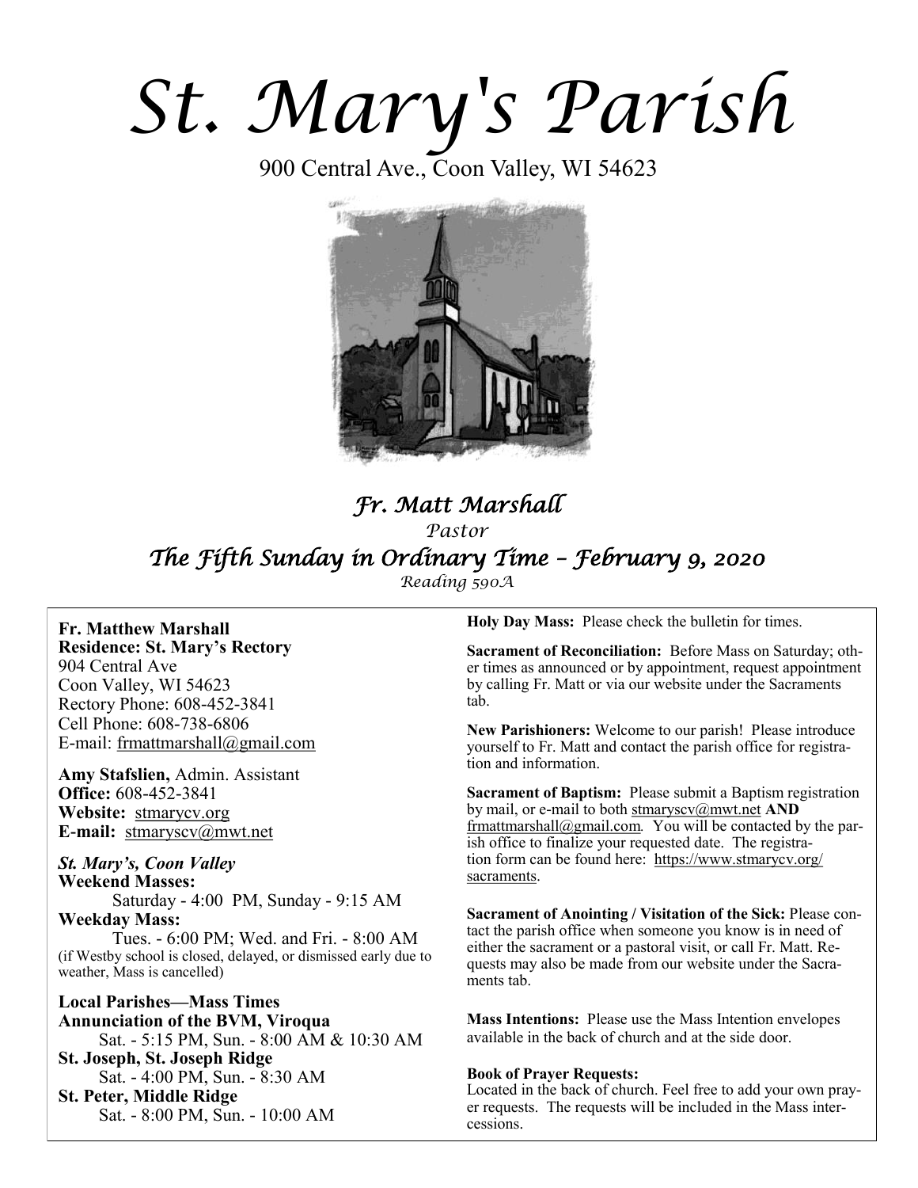# St. Mary's Parish

900 Central Ave., Coon Valley, WI 54623

## *Fr. Matt Marshall*

*Pastor*

## *The Fifth Sunday in Ordinary Time – February 9, 2020*

*Reading 590A*

**Fr. Matthew Marshall**
**Residence: St. Mary's Rectory**
904 Central Ave
Coon Valley, WI 54623
Rectory Phone: 608-452-3841
Cell Phone: 608-738-6806
E-mail: frmattmarshall@gmail.com

**Amy Stafslien,** Admin. Assistant
**Office:** 608-452-3841
**Website:** stmarycv.org
**E-mail:** stmaryscv@mwt.net

***St. Mary's, Coon Valley***
**Weekend Masses:**
Saturday - 4:00 PM, Sunday - 9:15 AM
**Weekday Mass:**
Tues. - 6:00 PM; Wed. and Fri. - 8:00 AM
(if Westby school is closed, delayed, or dismissed early due to weather, Mass is cancelled)

**Local Parishes—Mass Times**
**Annunciation of the BVM, Viroqua**
Sat. - 5:15 PM, Sun. - 8:00 AM & 10:30 AM
**St. Joseph, St. Joseph Ridge**
Sat. - 4:00 PM, Sun. - 8:30 AM
**St. Peter, Middle Ridge**
Sat. - 8:00 PM, Sun. - 10:00 AM

**Holy Day Mass:** Please check the bulletin for times.

**Sacrament of Reconciliation:** Before Mass on Saturday; other times as announced or by appointment, request appointment by calling Fr. Matt or via our website under the Sacraments tab.

**New Parishioners:** Welcome to our parish! Please introduce yourself to Fr. Matt and contact the parish office for registration and information.

**Sacrament of Baptism:** Please submit a Baptism registration by mail, or e-mail to both stmaryscv@mwt.net **AND** frmattmarshall@gmail.com. You will be contacted by the parish office to finalize your requested date. The registration form can be found here: https://www.stmarycv.org/sacraments.

**Sacrament of Anointing / Visitation of the Sick:** Please contact the parish office when someone you know is in need of either the sacrament or a pastoral visit, or call Fr. Matt. Requests may also be made from our website under the Sacraments tab.

**Mass Intentions:** Please use the Mass Intention envelopes available in the back of church and at the side door.

**Book of Prayer Requests:**
Located in the back of church. Feel free to add your own prayer requests. The requests will be included in the Mass intercessions.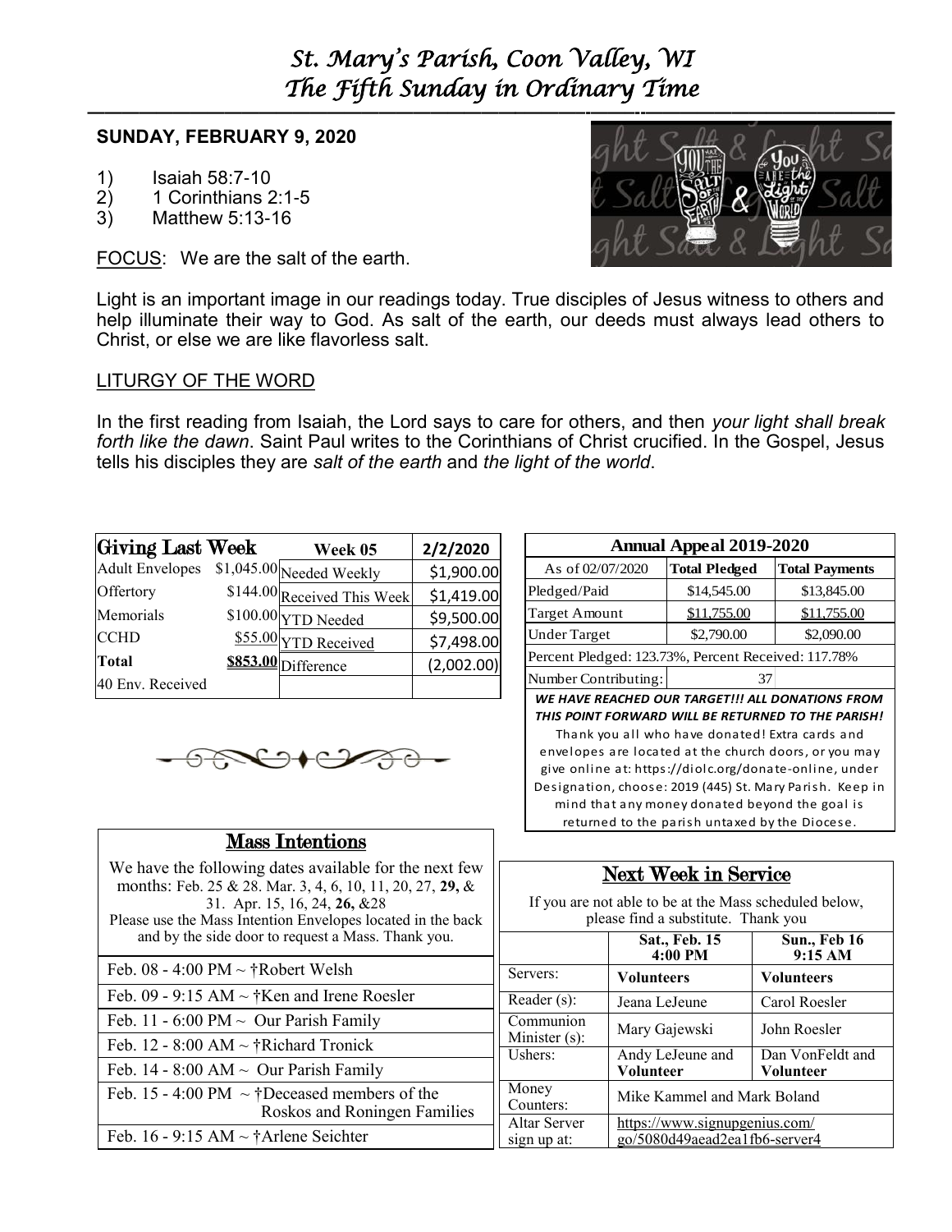# St. Mary's Parish, Coon Valley, WI
# The Fifth Sunday in Ordinary Time

**SUNDAY, FEBRUARY 9, 2020**

1) Isaiah 58:7-10
2) 1 Corinthians 2:1-5
3) Matthew 5:13-16

FOCUS: We are the salt of the earth.

Light is an important image in our readings today. True disciples of Jesus witness to others and help illuminate their way to God. As salt of the earth, our deeds must always lead others to Christ, or else we are like flavorless salt.

LITURGY OF THE WORD

In the first reading from Isaiah, the Lord says to care for others, and then *your light shall break forth like the dawn*. Saint Paul writes to the Corinthians of Christ crucified. In the Gospel, Jesus tells his disciples they are *salt of the earth* and *the light of the world*.

| Giving Last Week | | Week 05 | 2/2/2020 |
|---|---|---|---|
| Adult Envelopes | $1,045.00 | Needed Weekly | $1,900.00 |
| Offertory | $144.00 | Received This Week | $1,419.00 |
| Memorials | $100.00 | YTD Needed | $9,500.00 |
| CCHD | $55.00 | YTD Received | $7,498.00 |
| **Total** | **$853.00** | Difference | (2,002.00) |
| 40 Env. Received | | | |

| Annual Appeal 2019-2020 | | |
|---|---|---|
| As of 02/07/2020 | **Total Pledged** | **Total Payments** |
| Pledged/Paid | $14,545.00 | $13,845.00 |
| Target Amount | $11,755.00 | $11,755.00 |
| Under Target | $2,790.00 | $2,090.00 |
| Percent Pledged: 123.73%, Percent Received: 117.78% | | |
| Number Contributing: | 37 | |

***WE HAVE REACHED OUR TARGET!!! ALL DONATIONS FROM THIS POINT FORWARD WILL BE RETURNED TO THE PARISH!***

Thank you all who have donated! Extra cards and envelopes are located at the church doors, or you may give online at: https://diolc.org/donate-online, under Designation, choose: 2019 (445) St. Mary Parish. Keep in mind that any money donated beyond the goal is returned to the parish untaxed by the Diocese.

## Mass Intentions

We have the following dates available for the next few months: Feb. 25 & 28. Mar. 3, 4, 6, 10, 11, 20, 27, **29,** & 31. Apr. 15, 16, 24, **26,** &28
Please use the Mass Intention Envelopes located in the back and by the side door to request a Mass. Thank you.

- Feb. 08 - 4:00 PM ~ †Robert Welsh
- Feb. 09 - 9:15 AM ~ †Ken and Irene Roesler
- Feb. 11 - 6:00 PM ~ Our Parish Family
- Feb. 12 - 8:00 AM ~ †Richard Tronick
- Feb. 14 - 8:00 AM ~ Our Parish Family
- Feb. 15 - 4:00 PM ~ †Deceased members of the Roskos and Roningen Families
- Feb. 16 - 9:15 AM ~ †Arlene Seichter

## Next Week in Service

If you are not able to be at the Mass scheduled below, please find a substitute. Thank you

| | Sat., Feb. 15 4:00 PM | Sun., Feb 16 9:15 AM |
|---|---|---|
| Servers: | **Volunteers** | **Volunteers** |
| Reader (s): | Jeana LeJeune | Carol Roesler |
| Communion Minister (s): | Mary Gajewski | John Roesler |
| Ushers: | Andy LeJeune and **Volunteer** | Dan VonFeldt and **Volunteer** |
| Money Counters: | Mike Kammel and Mark Boland | |
| Altar Server sign up at: | https://www.signupgenius.com/go/5080d49aead2ea1fb6-server4 | |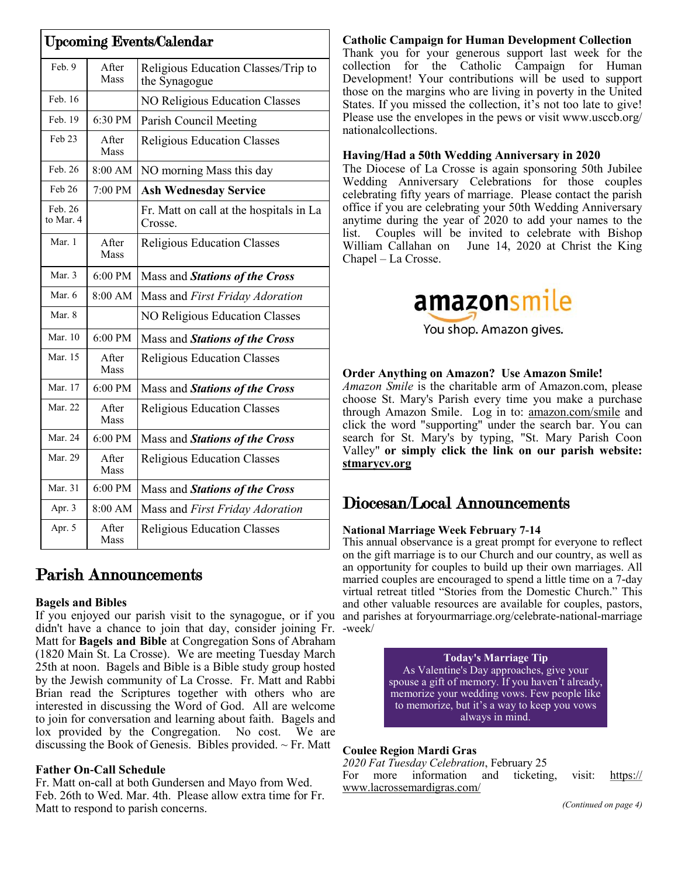## Upcoming Events/Calendar

| Date | Time | Event |
|---|---|---|
| Feb. 9 | After Mass | Religious Education Classes/Trip to the Synagogue |
| Feb. 16 | | NO Religious Education Classes |
| Feb. 19 | 6:30 PM | Parish Council Meeting |
| Feb 23 | After Mass | Religious Education Classes |
| Feb. 26 | 8:00 AM | NO morning Mass this day |
| Feb 26 | 7:00 PM | **Ash Wednesday Service** |
| Feb. 26 to Mar. 4 | | Fr. Matt on call at the hospitals in La Crosse. |
| Mar. 1 | After Mass | Religious Education Classes |
| Mar. 3 | 6:00 PM | Mass and ***Stations of the Cross*** |
| Mar. 6 | 8:00 AM | Mass and *First Friday Adoration* |
| Mar. 8 | | NO Religious Education Classes |
| Mar. 10 | 6:00 PM | Mass and ***Stations of the Cross*** |
| Mar. 15 | After Mass | Religious Education Classes |
| Mar. 17 | 6:00 PM | Mass and ***Stations of the Cross*** |
| Mar. 22 | After Mass | Religious Education Classes |
| Mar. 24 | 6:00 PM | Mass and ***Stations of the Cross*** |
| Mar. 29 | After Mass | Religious Education Classes |
| Mar. 31 | 6:00 PM | Mass and ***Stations of the Cross*** |
| Apr. 3 | 8:00 AM | Mass and *First Friday Adoration* |
| Apr. 5 | After Mass | Religious Education Classes |

## Parish Announcements

**Bagels and Bibles**

If you enjoyed our parish visit to the synagogue, or if you didn't have a chance to join that day, consider joining Fr. Matt for **Bagels and Bible** at Congregation Sons of Abraham (1820 Main St. La Crosse). We are meeting Tuesday March 25th at noon. Bagels and Bible is a Bible study group hosted by the Jewish community of La Crosse. Fr. Matt and Rabbi Brian read the Scriptures together with others who are interested in discussing the Word of God. All are welcome to join for conversation and learning about faith. Bagels and lox provided by the Congregation. No cost. We are discussing the Book of Genesis. Bibles provided. ~ Fr. Matt

**Father On-Call Schedule**

Fr. Matt on-call at both Gundersen and Mayo from Wed. Feb. 26th to Wed. Mar. 4th. Please allow extra time for Fr. Matt to respond to parish concerns.

**Catholic Campaign for Human Development Collection**

Thank you for your generous support last week for the collection for the Catholic Campaign for Human Development! Your contributions will be used to support those on the margins who are living in poverty in the United States. If you missed the collection, it's not too late to give! Please use the envelopes in the pews or visit www.usccb.org/nationalcollections.

**Having/Had a 50th Wedding Anniversary in 2020**

The Diocese of La Crosse is again sponsoring 50th Jubilee Wedding Anniversary Celebrations for those couples celebrating fifty years of marriage. Please contact the parish office if you are celebrating your 50th Wedding Anniversary anytime during the year of 2020 to add your names to the list. Couples will be invited to celebrate with Bishop William Callahan on June 14, 2020 at Christ the King Chapel – La Crosse.

amazonsmile

You shop. Amazon gives.

**Order Anything on Amazon? Use Amazon Smile!**

*Amazon Smile* is the charitable arm of Amazon.com, please choose St. Mary's Parish every time you make a purchase through Amazon Smile. Log in to: amazon.com/smile and click the word "supporting" under the search bar. You can search for St. Mary's by typing, "St. Mary Parish Coon Valley" **or simply click the link on our parish website: stmarycv.org**

## Diocesan/Local Announcements

**National Marriage Week February 7-14**

This annual observance is a great prompt for everyone to reflect on the gift marriage is to our Church and our country, as well as an opportunity for couples to build up their own marriages. All married couples are encouraged to spend a little time on a 7-day virtual retreat titled "Stories from the Domestic Church." This and other valuable resources are available for couples, pastors, and parishes at foryourmarriage.org/celebrate-national-marriage-week/

**Today's Marriage Tip**

As Valentine's Day approaches, give your spouse a gift of memory. If you haven't already, memorize your wedding vows. Few people like to memorize, but it's a way to keep you vows always in mind.

**Coulee Region Mardi Gras**

*2020 Fat Tuesday Celebration*, February 25

For more information and ticketing, visit: https://www.lacrossemardigras.com/

*(Continued on page 4)*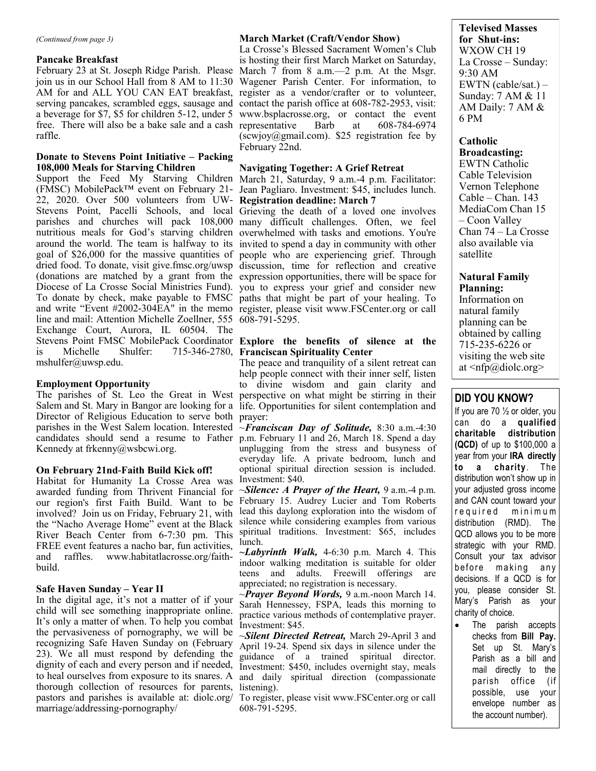*(Continued from page 3)*

### Pancake Breakfast

February 23 at St. Joseph Ridge Parish. Please join us in our School Hall from 8 AM to 11:30 AM for and ALL YOU CAN EAT breakfast, serving pancakes, scrambled eggs, sausage and a beverage for $7, $5 for children 5-12, under 5 free. There will also be a bake sale and a cash raffle.

### Donate to Stevens Point Initiative – Packing 108,000 Meals for Starving Children

Support the Feed My Starving Children (FMSC) MobilePack™ event on February 21-22, 2020. Over 500 volunteers from UW-Stevens Point, Pacelli Schools, and local parishes and churches will pack 108,000 nutritious meals for God's starving children around the world. The team is halfway to its goal of $26,000 for the massive quantities of dried food. To donate, visit give.fmsc.org/uwsp (donations are matched by a grant from the Diocese of La Crosse Social Ministries Fund). To donate by check, make payable to FMSC and write "Event #2002-304EA" in the memo line and mail: Attention Michelle Zoellner, 555 Exchange Court, Aurora, IL 60504. The Stevens Point FMSC MobilePack Coordinator is Michelle Shulfer: 715-346-2780, mshulfer@uwsp.edu.

### Employment Opportunity

The parishes of St. Leo the Great in West Salem and St. Mary in Bangor are looking for a Director of Religious Education to serve both parishes in the West Salem location. Interested candidates should send a resume to Father Kennedy at frkenny@wsbcwi.org.

### On February 21nd-Faith Build Kick off!

Habitat for Humanity La Crosse Area was awarded funding from Thrivent Financial for our region's first Faith Build. Want to be involved? Join us on Friday, February 21, with the "Nacho Average Home" event at the Black River Beach Center from 6-7:30 pm. This FREE event features a nacho bar, fun activities, and raffles. www.habitatlacrosse.org/faith-build.

### Safe Haven Sunday – Year II

In the digital age, it's not a matter of if your child will see something inappropriate online. It's only a matter of when. To help you combat the pervasiveness of pornography, we will be recognizing Safe Haven Sunday on (February 23). We all must respond by defending the dignity of each and every person and if needed, to heal ourselves from exposure to its snares. A thorough collection of resources for parents, pastors and parishes is available at: diolc.org/marriage/addressing-pornography/

### March Market (Craft/Vendor Show)

La Crosse's Blessed Sacrament Women's Club is hosting their first March Market on Saturday, March 7 from 8 a.m.—2 p.m. At the Msgr. Wagener Parish Center. For information, to register as a vendor/crafter or to volunteer, contact the parish office at 608-782-2953, visit: www.bsplacrosse.org, or contact the event representative Barb at 608-784-6974 (scwjoy@gmail.com). $25 registration fee by February 22nd.

### Navigating Together: A Grief Retreat

March 21, Saturday, 9 a.m.-4 p.m. Facilitator: Jean Pagliaro. Investment: $45, includes lunch. **Registration deadline: March 7**

Grieving the death of a loved one involves many difficult challenges. Often, we feel overwhelmed with tasks and emotions. You're invited to spend a day in community with other people who are experiencing grief. Through discussion, time for reflection and creative expression opportunities, there will be space for you to express your grief and consider new paths that might be part of your healing. To register, please visit www.FSCenter.org or call 608-791-5295.

### Explore the benefits of silence at the Franciscan Spirituality Center

The peace and tranquility of a silent retreat can help people connect with their inner self, listen to divine wisdom and gain clarity and perspective on what might be stirring in their life. Opportunities for silent contemplation and prayer:

~***Franciscan Day of Solitude,*** 8:30 a.m.-4:30 p.m. February 11 and 26, March 18. Spend a day unplugging from the stress and busyness of everyday life. A private bedroom, lunch and optional spiritual direction session is included. Investment: $40.

~***Silence: A Prayer of the Heart,*** 9 a.m.-4 p.m. February 15. Audrey Lucier and Tom Roberts lead this daylong exploration into the wisdom of silence while considering examples from various spiritual traditions. Investment: $65, includes lunch.

~***Labyrinth Walk,*** 4-6:30 p.m. March 4. This indoor walking meditation is suitable for older teens and adults. Freewill offerings are appreciated; no registration is necessary.

~***Prayer Beyond Words,*** 9 a.m.-noon March 14. Sarah Hennessey, FSPA, leads this morning to practice various methods of contemplative prayer. Investment: $45.

~***Silent Directed Retreat,*** March 29-April 3 and April 19-24. Spend six days in silence under the guidance of a trained spiritual director. Investment: $450, includes overnight stay, meals and daily spiritual direction (compassionate listening).

To register, please visit www.FSCenter.org or call 608-791-5295.

**Televised Masses for Shut-ins:**
WXOW CH 19
La Crosse – Sunday: 9:30 AM
EWTN (cable/sat.) – Sunday: 7 AM & 11 AM Daily: 7 AM & 6 PM

**Catholic Broadcasting:**
EWTN Catholic Cable Television
Vernon Telephone Cable – Chan. 143
MediaCom Chan 15 – Coon Valley
Chan 74 – La Crosse also available via satellite

**Natural Family Planning:**
Information on natural family planning can be obtained by calling 715-235-6226 or visiting the web site at <nfp@diolc.org>

### DID YOU KNOW?

If you are 70 ½ or older, you can do a **qualified charitable distribution (QCD)** of up to $100,000 a year from your **IRA directly to a charity**. The distribution won't show up in your adjusted gross income and CAN count toward your required minimum distribution (RMD). The QCD allows you to be more strategic with your RMD. Consult your tax advisor before making any decisions. If a QCD is for you, please consider St. Mary's Parish as your charity of choice.

- The parish accepts checks from **Bill Pay.** Set up St. Mary's Parish as a bill and mail directly to the parish office (if possible, use your envelope number as the account number).